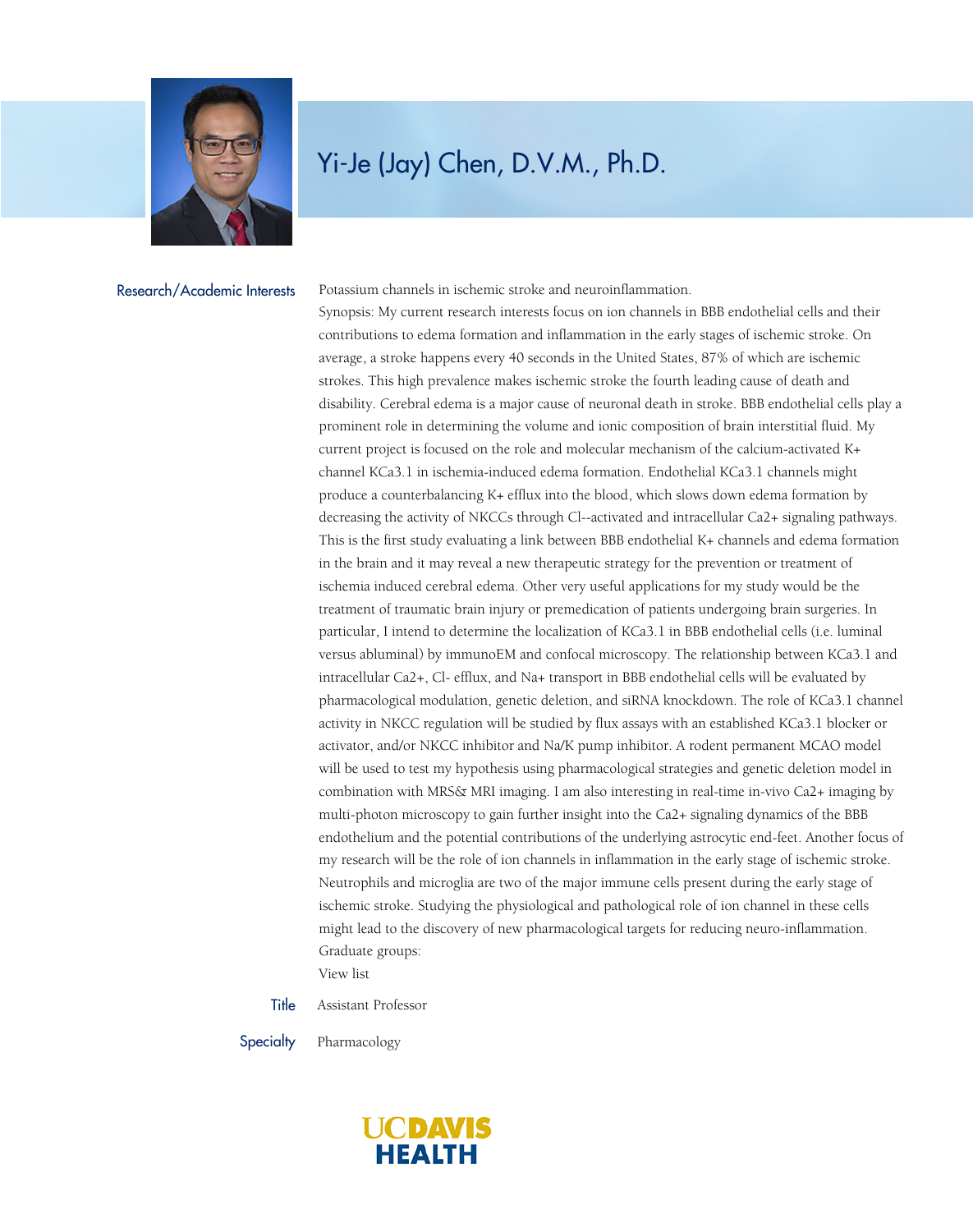# Yi-Je (Jay) Chen, D.V.M., Ph.D.

**Research/Academic Interests**

Potassium channels in ischemic stroke and neuroinflammation.

Synopsis: My current research interests focus on ion channels in BBB endothelial cells and their contributions to edema formation and inflammation in the early stages of ischemic stroke. On average, a stroke happens every 40 seconds in the United States, 87% of which are ischemic strokes. This high prevalence makes ischemic stroke the fourth leading cause of death and disability. Cerebral edema is a major cause of neuronal death in stroke. BBB endothelial cells play a prominent role in determining the volume and ionic composition of brain interstitial fluid. My current project is focused on the role and molecular mechanism of the calcium-activated $K^+$ channel KCa3.1 in ischemia-induced edema formation. Endothelial KCa3.1 channels might produce a counterbalancing $K^+$ efflux into the blood, which slows down edema formation by decreasing the activity of NKCCs through $Cl^-$-activated and intracellular $Ca^{2+}$ signaling pathways. This is the first study evaluating a link between BBB endothelial $K^+$ channels and edema formation in the brain and it may reveal a new therapeutic strategy for the prevention or treatment of ischemia induced cerebral edema. Other very useful applications for my study would be the treatment of traumatic brain injury or premedication of patients undergoing brain surgeries. In particular, I intend to determine the localization of KCa3.1 in BBB endothelial cells (i.e. luminal versus abluminal) by immunoEM and confocal microscopy. The relationship between KCa3.1 and intracellular $Ca^{2+}$, $Cl^-$ efflux, and $Na^+$ transport in BBB endothelial cells will be evaluated by pharmacological modulation, genetic deletion, and siRNA knockdown. The role of KCa3.1 channel activity in NKCC regulation will be studied by flux assays with an established KCa3.1 blocker or activator, and/or NKCC inhibitor and Na/K pump inhibitor. A rodent permanent MCAO model will be used to test my hypothesis using pharmacological strategies and genetic deletion model in combination with MRS& MRI imaging. I am also interesting in real-time in-vivo $Ca^{2+}$ imaging by multi-photon microscopy to gain further insight into the $Ca^{2+}$ signaling dynamics of the BBB endothelium and the potential contributions of the underlying astrocytic end-feet. Another focus of my research will be the role of ion channels in inflammation in the early stage of ischemic stroke. Neutrophils and microglia are two of the major immune cells present during the early stage of ischemic stroke. Studying the physiological and pathological role of ion channel in these cells might lead to the discovery of new pharmacological targets for reducing neuro-inflammation.

Graduate groups:

View list

**Title**

Assistant Professor

**Specialty**

Pharmacology

UC DAVIS HEALTH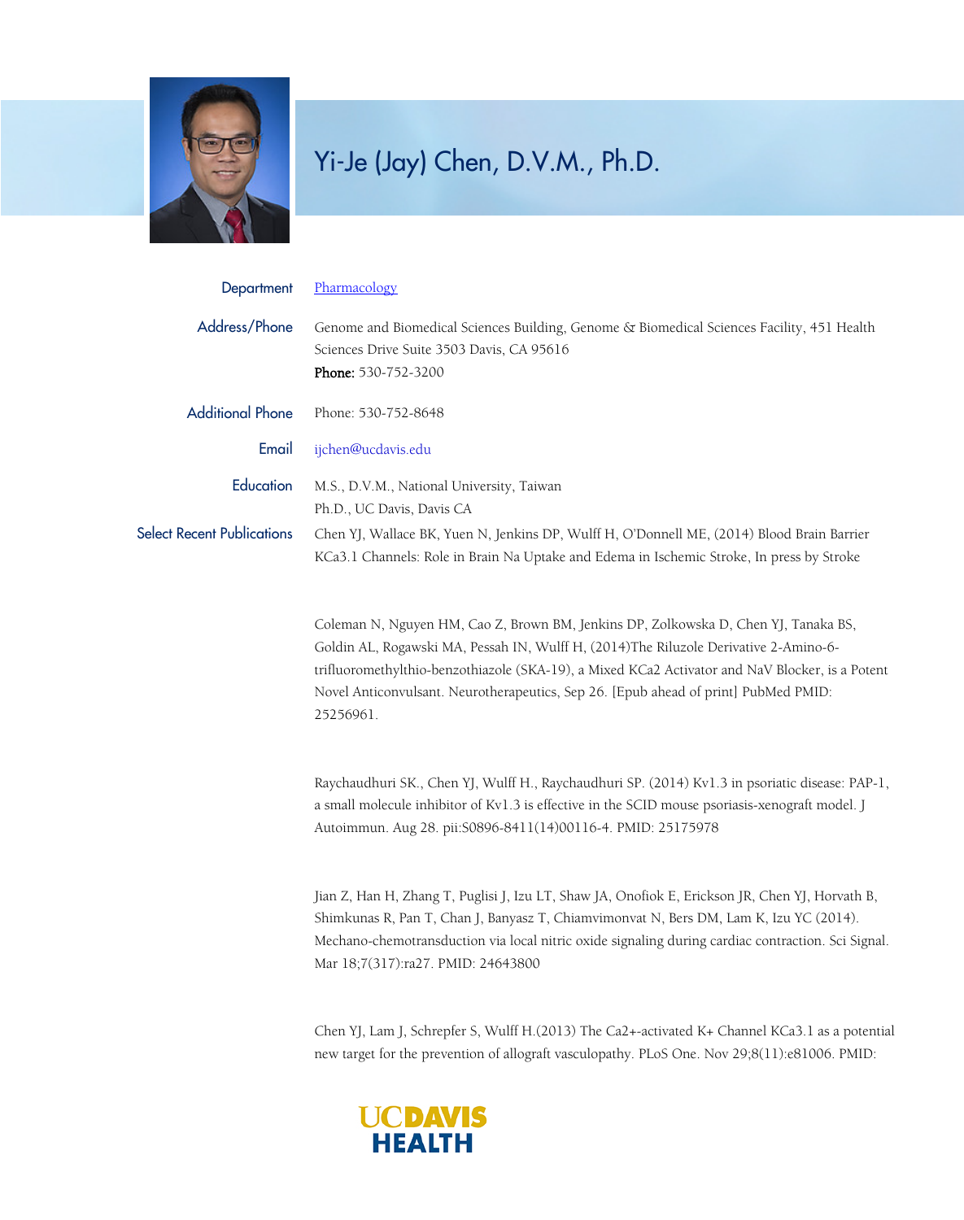# Yi-Je (Jay) Chen, D.V.M., Ph.D.

**Department** [Pharmacology]

**Address/Phone** Genome and Biomedical Sciences Building, Genome & Biomedical Sciences Facility, 451 Health Sciences Drive Suite 3503 Davis, CA 95616
**Phone:** 530-752-3200

**Additional Phone** Phone: 530-752-8648

**Email** ijchen@ucdavis.edu

**Education** M.S., D.V.M., National University, Taiwan
Ph.D., UC Davis, Davis CA

**Select Recent Publications**

Chen YJ, Wallace BK, Yuen N, Jenkins DP, Wulff H, O'Donnell ME, (2014) Blood Brain Barrier KCa3.1 Channels: Role in Brain Na Uptake and Edema in Ischemic Stroke, In press by Stroke

Coleman N, Nguyen HM, Cao Z, Brown BM, Jenkins DP, Zolkowska D, Chen YJ, Tanaka BS, Goldin AL, Rogawski MA, Pessah IN, Wulff H, (2014)The Riluzole Derivative 2-Amino-6-trifluoromethylthio-benzothiazole (SKA-19), a Mixed KCa2 Activator and NaV Blocker, is a Potent Novel Anticonvulsant. Neurotherapeutics, Sep 26. [Epub ahead of print] PubMed PMID: 25256961.

Raychaudhuri SK., Chen YJ, Wulff H., Raychaudhuri SP. (2014) Kv1.3 in psoriatic disease: PAP-1, a small molecule inhibitor of Kv1.3 is effective in the SCID mouse psoriasis-xenograft model. J Autoimmun. Aug 28. pii:S0896-8411(14)00116-4. PMID: 25175978

Jian Z, Han H, Zhang T, Puglisi J, Izu LT, Shaw JA, Onofiok E, Erickson JR, Chen YJ, Horvath B, Shimkunas R, Pan T, Chan J, Banyasz T, Chiamvimonvat N, Bers DM, Lam K, Izu YC (2014). Mechano-chemotransduction via local nitric oxide signaling during cardiac contraction. Sci Signal. Mar 18;7(317):ra27. PMID: 24643800

Chen YJ, Lam J, Schrepfer S, Wulff H.(2013) The $Ca^{2+}$-activated $K^+$ Channel KCa3.1 as a potential new target for the prevention of allograft vasculopathy. PLoS One. Nov 29;8(11):e81006. PMID: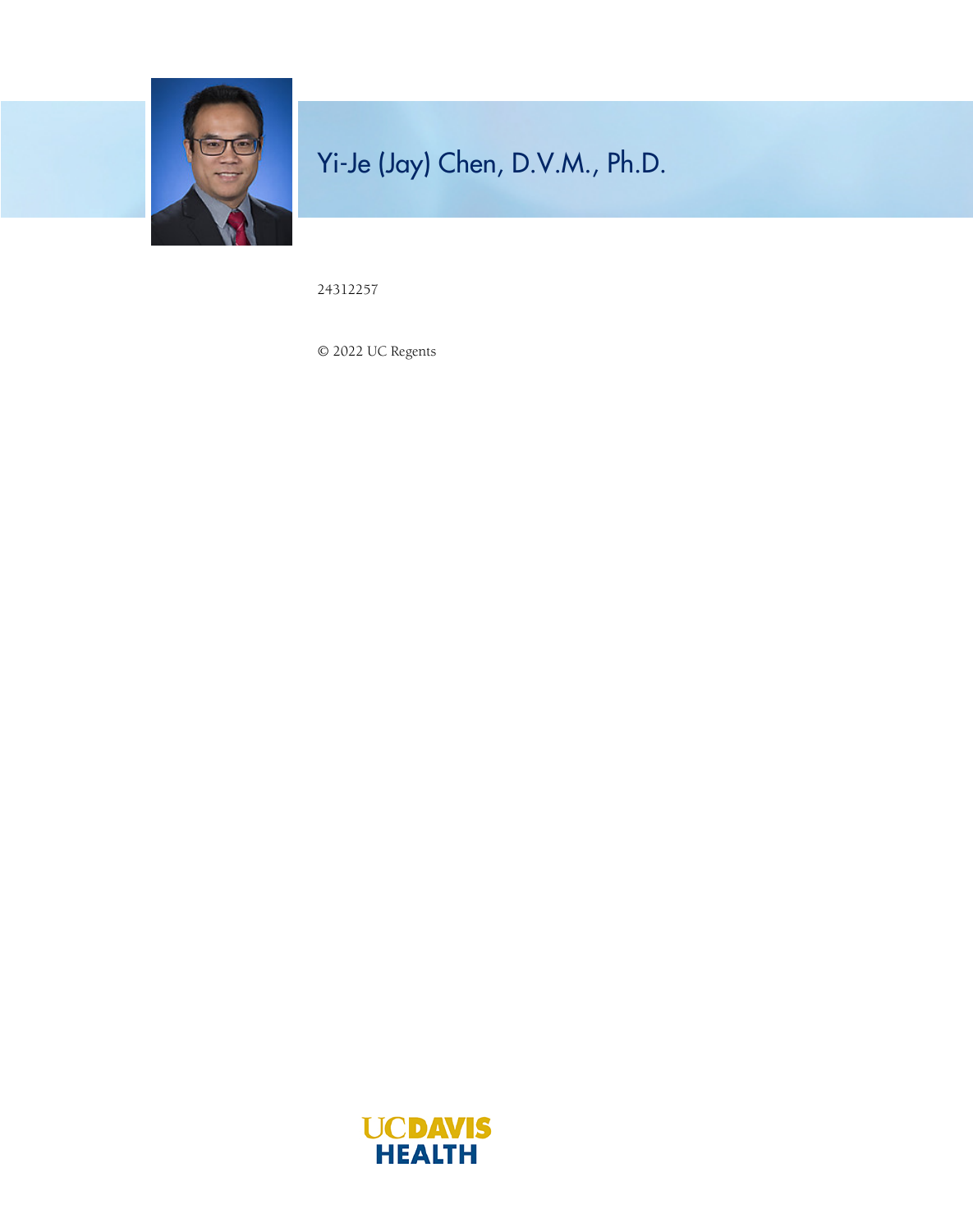# Yi-Je (Jay) Chen, D.V.M., Ph.D.

24312257

© 2022 UC Regents

UC DAVIS HEALTH